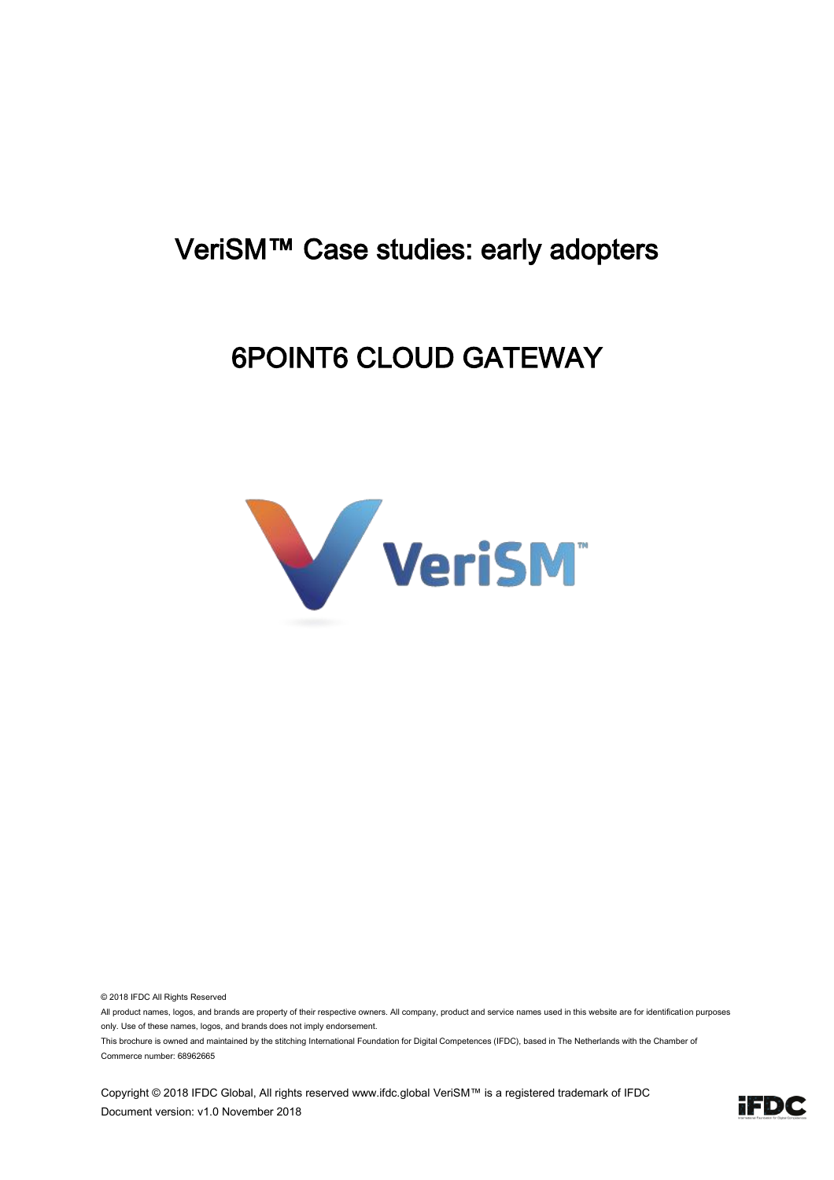# VeriSM™ Case studies: early adopters

# 6POINT6 CLOUD GATEWAY

© 2018 IFDC All Rights Reserved

All product names, logos, and brands are property of their respective owners. All company, product and service names used in this website are for identification purposes only. Use of these names, logos, and brands does not imply endorsement.

This brochure is owned and maintained by the stitching International Foundation for Digital Competences (IFDC), based in The Netherlands with the Chamber of Commerce number: 68962665

Copyright © 2018 IFDC Global, All rights reserved www.ifdc.global VeriSM™ is a registered trademark of IFDC

Document version: v1.0 November 2018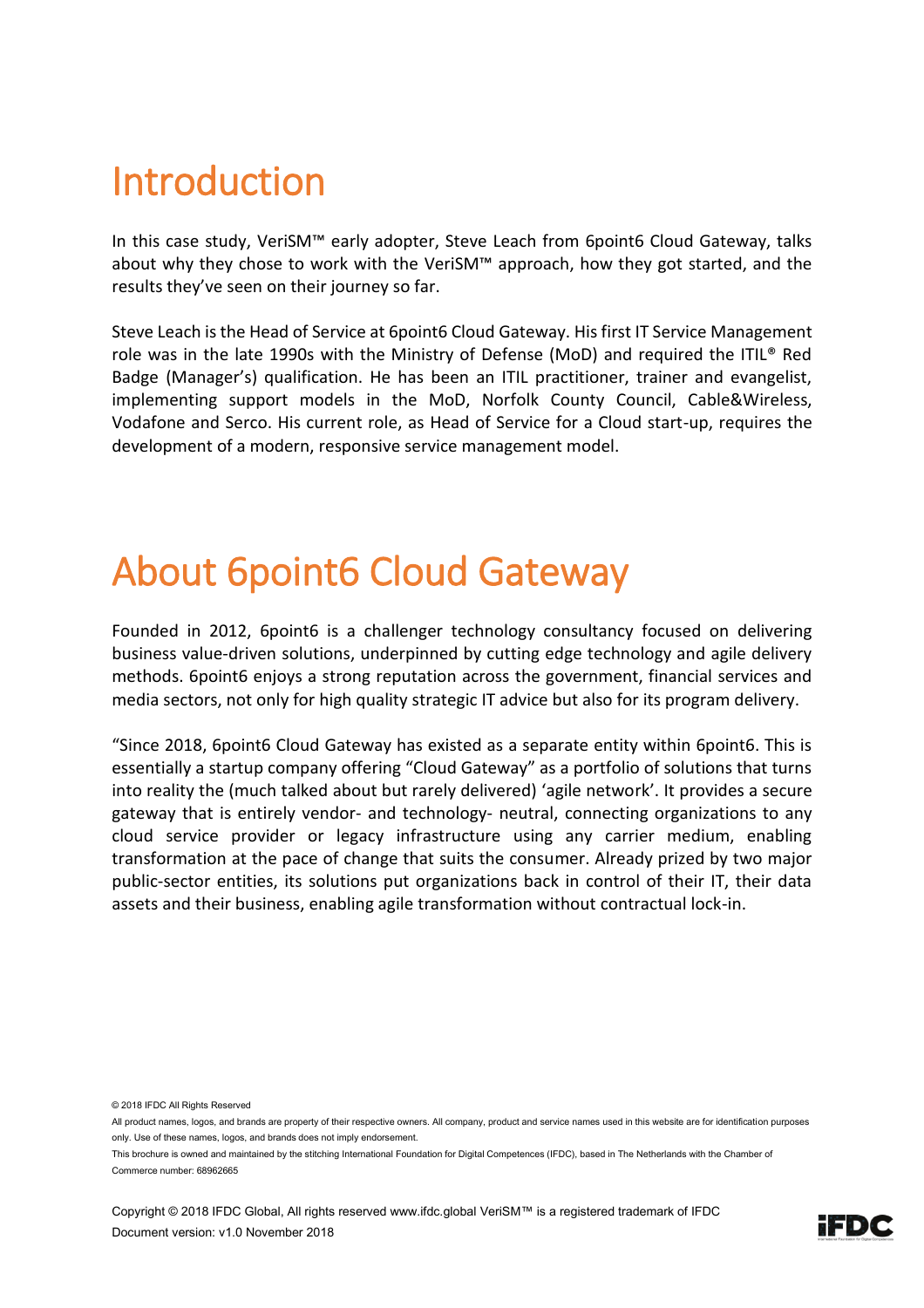# Introduction

In this case study, VeriSM™ early adopter, Steve Leach from 6point6 Cloud Gateway, talks about why they chose to work with the VeriSM™ approach, how they got started, and the results they've seen on their journey so far.

Steve Leach is the Head of Service at 6point6 Cloud Gateway. His first IT Service Management role was in the late 1990s with the Ministry of Defense (MoD) and required the ITIL® Red Badge (Manager's) qualification. He has been an ITIL practitioner, trainer and evangelist, implementing support models in the MoD, Norfolk County Council, Cable&Wireless, Vodafone and Serco. His current role, as Head of Service for a Cloud start-up, requires the development of a modern, responsive service management model.

# About 6point6 Cloud Gateway

Founded in 2012, 6point6 is a challenger technology consultancy focused on delivering business value-driven solutions, underpinned by cutting edge technology and agile delivery methods. 6point6 enjoys a strong reputation across the government, financial services and media sectors, not only for high quality strategic IT advice but also for its program delivery.

"Since 2018, 6point6 Cloud Gateway has existed as a separate entity within 6point6. This is essentially a startup company offering "Cloud Gateway" as a portfolio of solutions that turns into reality the (much talked about but rarely delivered) 'agile network'. It provides a secure gateway that is entirely vendor- and technology- neutral, connecting organizations to any cloud service provider or legacy infrastructure using any carrier medium, enabling transformation at the pace of change that suits the consumer. Already prized by two major public-sector entities, its solutions put organizations back in control of their IT, their data assets and their business, enabling agile transformation without contractual lock-in.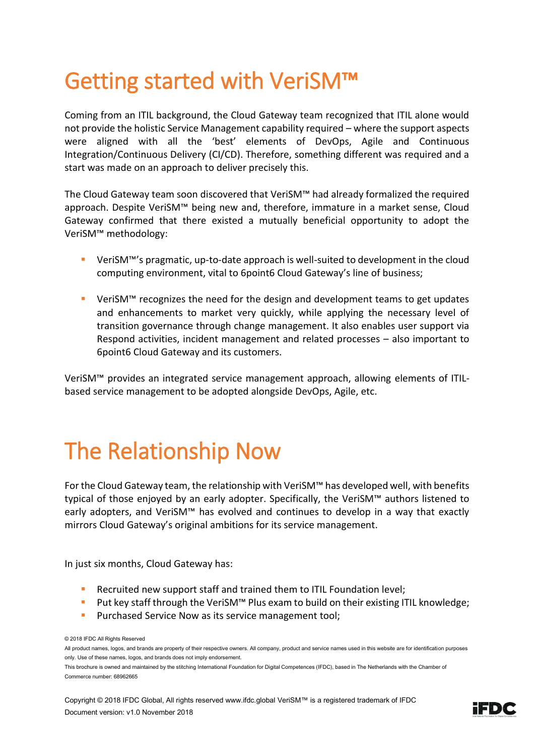# Getting started with VeriSM™

Coming from an ITIL background, the Cloud Gateway team recognized that ITIL alone would not provide the holistic Service Management capability required – where the support aspects were aligned with all the 'best' elements of DevOps, Agile and Continuous Integration/Continuous Delivery (CI/CD). Therefore, something different was required and a start was made on an approach to deliver precisely this.

The Cloud Gateway team soon discovered that VeriSM™ had already formalized the required approach. Despite VeriSM™ being new and, therefore, immature in a market sense, Cloud Gateway confirmed that there existed a mutually beneficial opportunity to adopt the VeriSM™ methodology:

- VeriSM™'s pragmatic, up-to-date approach is well-suited to development in the cloud computing environment, vital to 6point6 Cloud Gateway's line of business;
- VeriSM™ recognizes the need for the design and development teams to get updates and enhancements to market very quickly, while applying the necessary level of transition governance through change management. It also enables user support via Respond activities, incident management and related processes – also important to 6point6 Cloud Gateway and its customers.

VeriSM™ provides an integrated service management approach, allowing elements of ITIL-based service management to be adopted alongside DevOps, Agile, etc.

# The Relationship Now

For the Cloud Gateway team, the relationship with VeriSM™ has developed well, with benefits typical of those enjoyed by an early adopter. Specifically, the VeriSM™ authors listened to early adopters, and VeriSM™ has evolved and continues to develop in a way that exactly mirrors Cloud Gateway's original ambitions for its service management.

In just six months, Cloud Gateway has:

- Recruited new support staff and trained them to ITIL Foundation level;
- Put key staff through the VeriSM™ Plus exam to build on their existing ITIL knowledge;
- Purchased Service Now as its service management tool;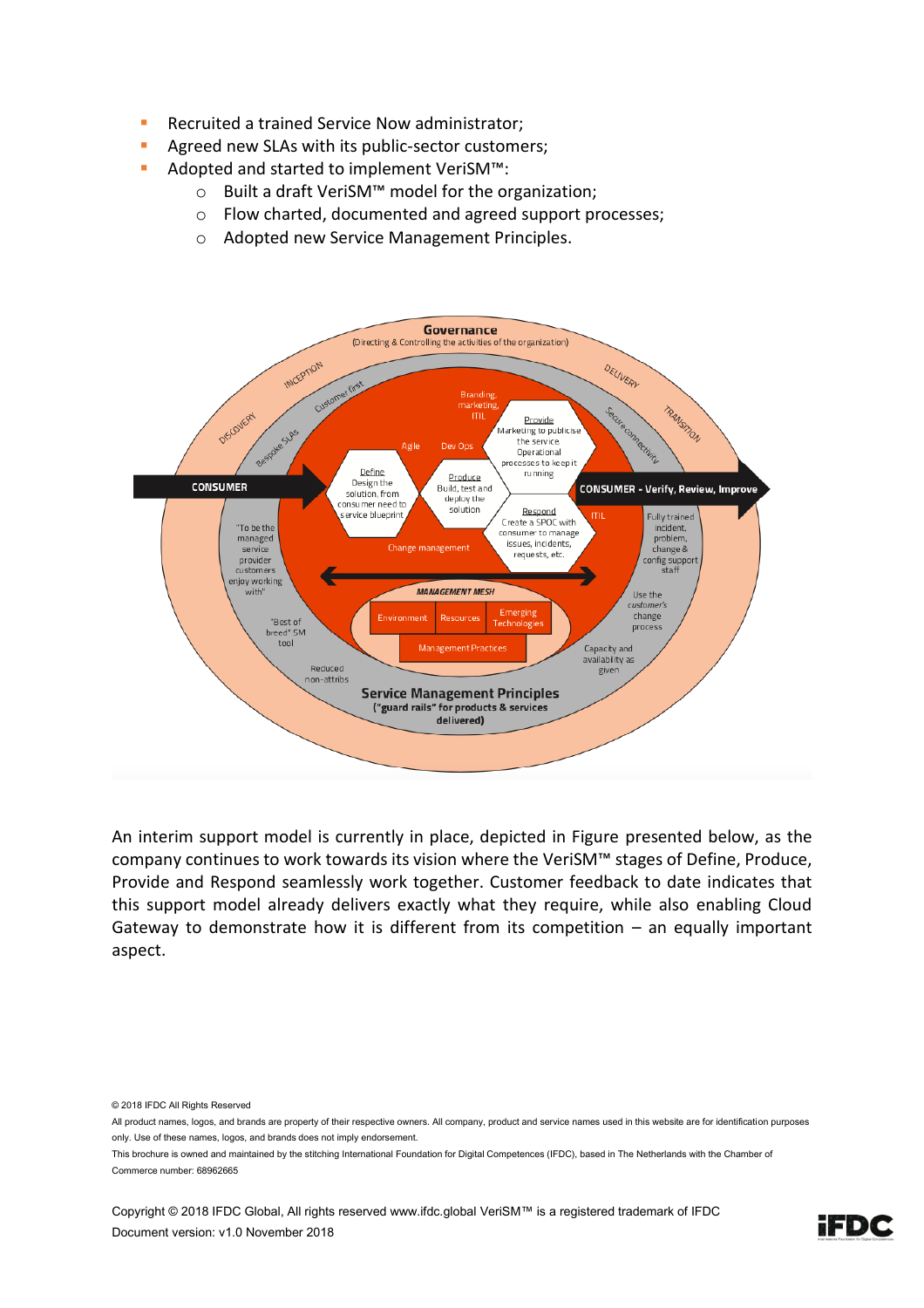- Recruited a trained Service Now administrator;
- Agreed new SLAs with its public-sector customers;
- Adopted and started to implement VeriSM™:
  - Built a draft VeriSM™ model for the organization;
  - Flow charted, documented and agreed support processes;
  - Adopted new Service Management Principles.

An interim support model is currently in place, depicted in Figure presented below, as the company continues to work towards its vision where the VeriSM™ stages of Define, Produce, Provide and Respond seamlessly work together. Customer feedback to date indicates that this support model already delivers exactly what they require, while also enabling Cloud Gateway to demonstrate how it is different from its competition – an equally important aspect.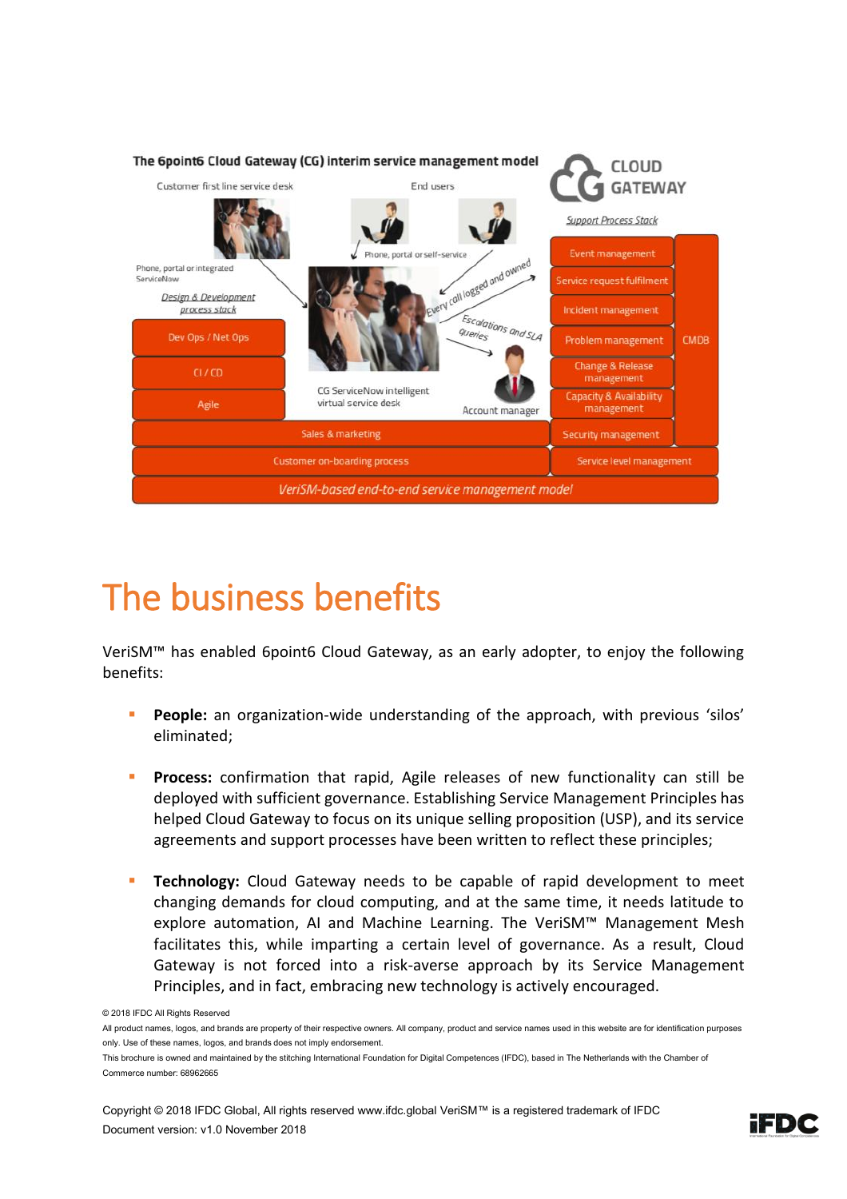**The 6point6 Cloud Gateway (CG) interim service management model**

Customer first line service desk

End users

Phone, portal or integrated ServiceNow

Phone, portal or self-service

*Design & Development process stack*

Every call logged and owned

Escalations and SLA Queries

CG ServiceNow intelligent virtual service desk

Account manager

CLOUD GATEWAY

*Support Process Stack*

| Design & Development process stack | Support Process Stack | |
|---|---|---|
| Dev Ops / Net Ops | Event management | CMDB |
| CI / CD | Service request fulfilment | |
| Agile | Incident management | |
| | Problem management | |
| | Change & Release management | |
| | Capacity & Availability management | |
| Sales & marketing | Security management | |
| Customer on-boarding process | Service level management | |
| *VeriSM-based end-to-end service management model* | | |

# The business benefits

VeriSM™ has enabled 6point6 Cloud Gateway, as an early adopter, to enjoy the following benefits:

- **People:** an organization-wide understanding of the approach, with previous 'silos' eliminated;
- **Process:** confirmation that rapid, Agile releases of new functionality can still be deployed with sufficient governance. Establishing Service Management Principles has helped Cloud Gateway to focus on its unique selling proposition (USP), and its service agreements and support processes have been written to reflect these principles;
- **Technology:** Cloud Gateway needs to be capable of rapid development to meet changing demands for cloud computing, and at the same time, it needs latitude to explore automation, AI and Machine Learning. The VeriSM™ Management Mesh facilitates this, while imparting a certain level of governance. As a result, Cloud Gateway is not forced into a risk-averse approach by its Service Management Principles, and in fact, embracing new technology is actively encouraged.

© 2018 IFDC All Rights Reserved

All product names, logos, and brands are property of their respective owners. All company, product and service names used in this website are for identification purposes only. Use of these names, logos, and brands does not imply endorsement.

This brochure is owned and maintained by the stitching International Foundation for Digital Competences (IFDC), based in The Netherlands with the Chamber of Commerce number: 68962665

Copyright © 2018 IFDC Global, All rights reserved www.ifdc.global VeriSM™ is a registered trademark of IFDC
Document version: v1.0 November 2018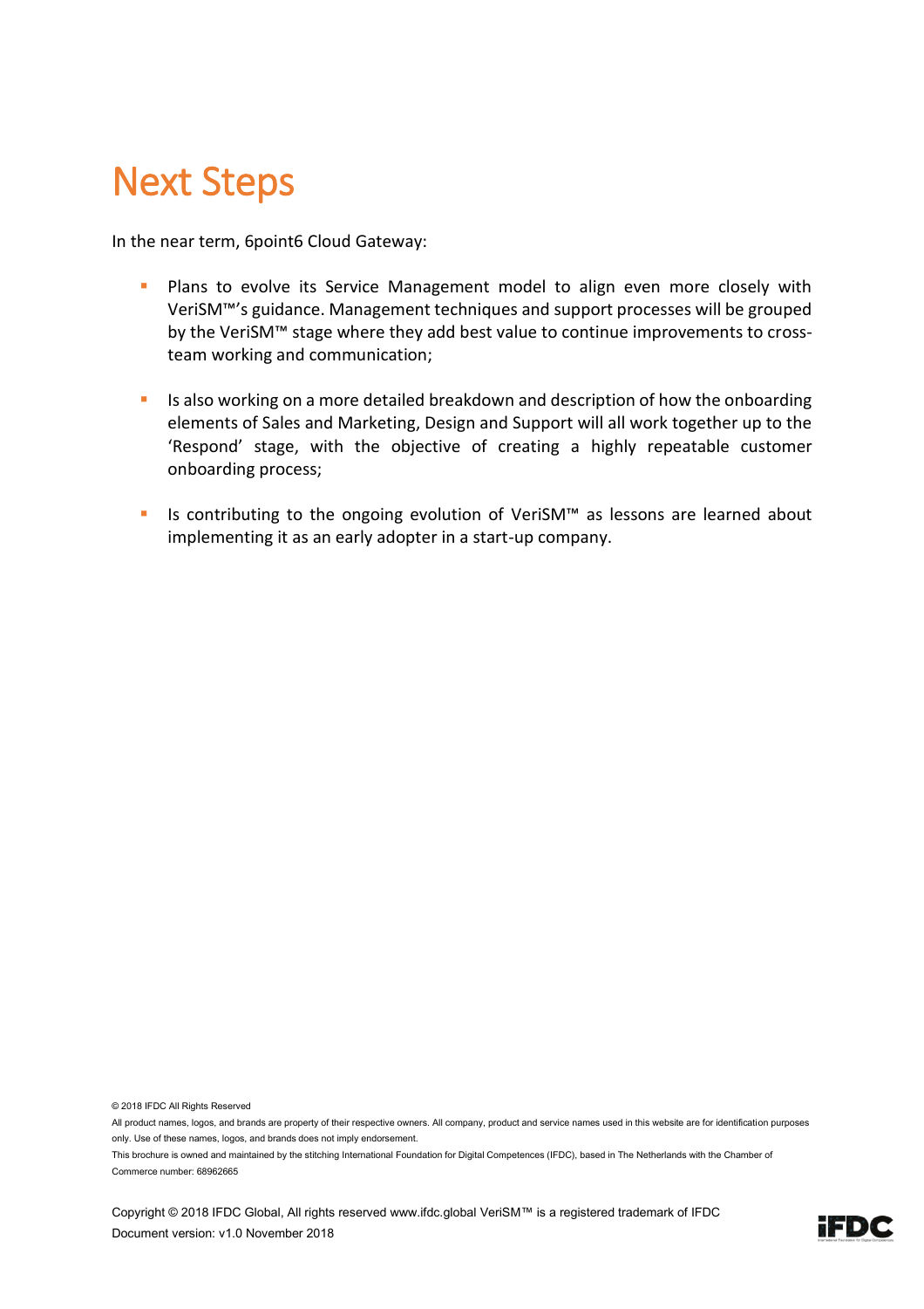# Next Steps

In the near term, 6point6 Cloud Gateway:

- Plans to evolve its Service Management model to align even more closely with VeriSM™'s guidance. Management techniques and support processes will be grouped by the VeriSM™ stage where they add best value to continue improvements to cross-team working and communication;
- Is also working on a more detailed breakdown and description of how the onboarding elements of Sales and Marketing, Design and Support will all work together up to the 'Respond' stage, with the objective of creating a highly repeatable customer onboarding process;
- Is contributing to the ongoing evolution of VeriSM™ as lessons are learned about implementing it as an early adopter in a start-up company.

© 2018 IFDC All Rights Reserved

All product names, logos, and brands are property of their respective owners. All company, product and service names used in this website are for identification purposes only. Use of these names, logos, and brands does not imply endorsement.

This brochure is owned and maintained by the stitching International Foundation for Digital Competences (IFDC), based in The Netherlands with the Chamber of Commerce number: 68962665

Copyright © 2018 IFDC Global, All rights reserved www.ifdc.global VeriSM™ is a registered trademark of IFDC
Document version: v1.0 November 2018